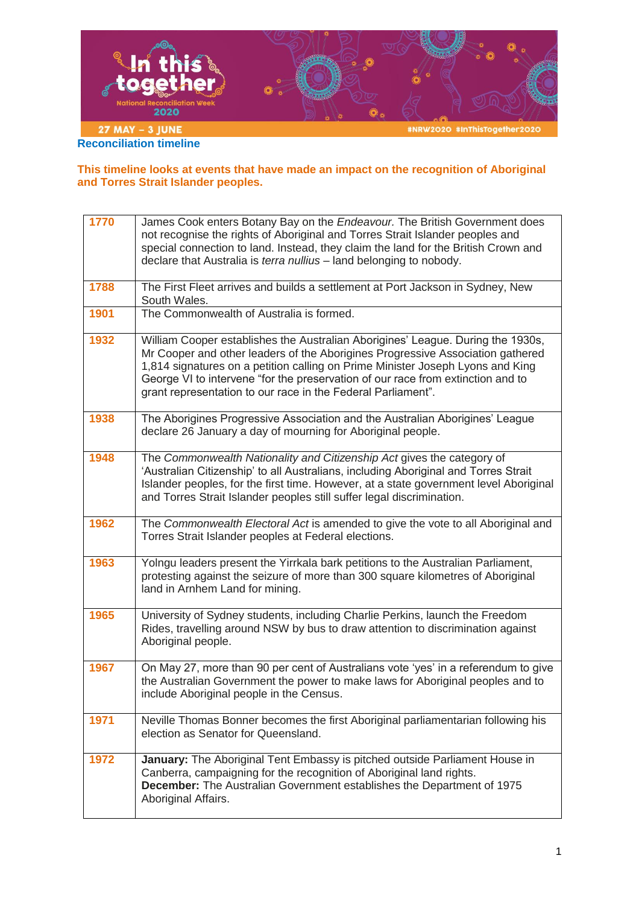## Reconciliation timeline

**This timeline looks at events that have made an impact on the recognition of Aboriginal and Torres Strait Islander peoples.**

| | |
|---|---|
| **1770** | James Cook enters Botany Bay on the *Endeavour.* The British Government does not recognise the rights of Aboriginal and Torres Strait Islander peoples and special connection to land. Instead, they claim the land for the British Crown and declare that Australia is *terra nullius* – land belonging to nobody. |
| **1788** | The First Fleet arrives and builds a settlement at Port Jackson in Sydney, New South Wales. |
| **1901** | The Commonwealth of Australia is formed. |
| **1932** | William Cooper establishes the Australian Aborigines' League. During the 1930s, Mr Cooper and other leaders of the Aborigines Progressive Association gathered 1,814 signatures on a petition calling on Prime Minister Joseph Lyons and King George VI to intervene "for the preservation of our race from extinction and to grant representation to our race in the Federal Parliament". |
| **1938** | The Aborigines Progressive Association and the Australian Aborigines' League declare 26 January a day of mourning for Aboriginal people. |
| **1948** | The *Commonwealth Nationality and Citizenship Act* gives the category of 'Australian Citizenship' to all Australians, including Aboriginal and Torres Strait Islander peoples, for the first time. However, at a state government level Aboriginal and Torres Strait Islander peoples still suffer legal discrimination. |
| **1962** | The *Commonwealth Electoral Act* is amended to give the vote to all Aboriginal and Torres Strait Islander peoples at Federal elections. |
| **1963** | Yolngu leaders present the Yirrkala bark petitions to the Australian Parliament, protesting against the seizure of more than 300 square kilometres of Aboriginal land in Arnhem Land for mining. |
| **1965** | University of Sydney students, including Charlie Perkins, launch the Freedom Rides, travelling around NSW by bus to draw attention to discrimination against Aboriginal people. |
| **1967** | On May 27, more than 90 per cent of Australians vote 'yes' in a referendum to give the Australian Government the power to make laws for Aboriginal peoples and to include Aboriginal people in the Census. |
| **1971** | Neville Thomas Bonner becomes the first Aboriginal parliamentarian following his election as Senator for Queensland. |
| **1972** | **January:** The Aboriginal Tent Embassy is pitched outside Parliament House in Canberra, campaigning for the recognition of Aboriginal land rights.<br>**December:** The Australian Government establishes the Department of 1975 Aboriginal Affairs. |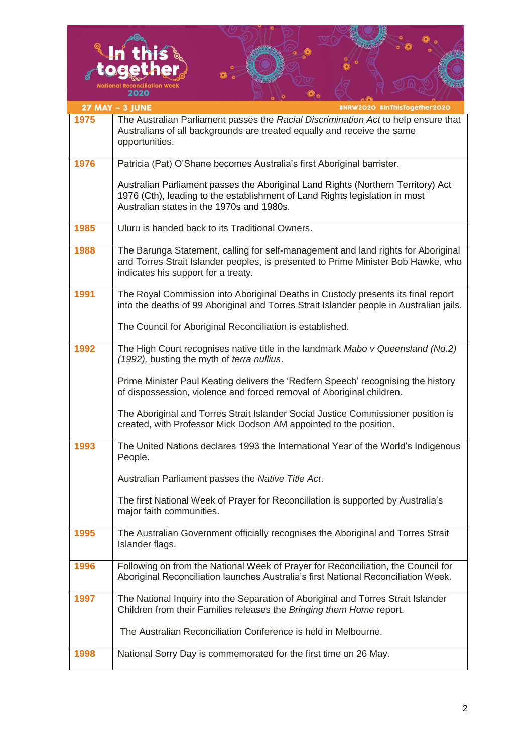| | |
|---|---|
| 1975 | The Australian Parliament passes the *Racial Discrimination Act* to help ensure that Australians of all backgrounds are treated equally and receive the same opportunities. |
| 1976 | Patricia (Pat) O'Shane becomes Australia's first Aboriginal barrister.<br><br>Australian Parliament passes the Aboriginal Land Rights (Northern Territory) Act 1976 (Cth), leading to the establishment of Land Rights legislation in most Australian states in the 1970s and 1980s. |
| 1985 | Uluru is handed back to its Traditional Owners. |
| 1988 | The Barunga Statement, calling for self-management and land rights for Aboriginal and Torres Strait Islander peoples, is presented to Prime Minister Bob Hawke, who indicates his support for a treaty. |
| 1991 | The Royal Commission into Aboriginal Deaths in Custody presents its final report into the deaths of 99 Aboriginal and Torres Strait Islander people in Australian jails.<br><br>The Council for Aboriginal Reconciliation is established. |
| 1992 | The High Court recognises native title in the landmark *Mabo v Queensland (No.2) (1992),* busting the myth of *terra nullius*.<br><br>Prime Minister Paul Keating delivers the 'Redfern Speech' recognising the history of dispossession, violence and forced removal of Aboriginal children.<br><br>The Aboriginal and Torres Strait Islander Social Justice Commissioner position is created, with Professor Mick Dodson AM appointed to the position. |
| 1993 | The United Nations declares 1993 the International Year of the World's Indigenous People.<br><br>Australian Parliament passes the *Native Title Act*.<br><br>The first National Week of Prayer for Reconciliation is supported by Australia's major faith communities. |
| 1995 | The Australian Government officially recognises the Aboriginal and Torres Strait Islander flags. |
| 1996 | Following on from the National Week of Prayer for Reconciliation, the Council for Aboriginal Reconciliation launches Australia's first National Reconciliation Week. |
| 1997 | The National Inquiry into the Separation of Aboriginal and Torres Strait Islander Children from their Families releases the *Bringing them Home* report.<br><br>The Australian Reconciliation Conference is held in Melbourne. |
| 1998 | National Sorry Day is commemorated for the first time on 26 May. |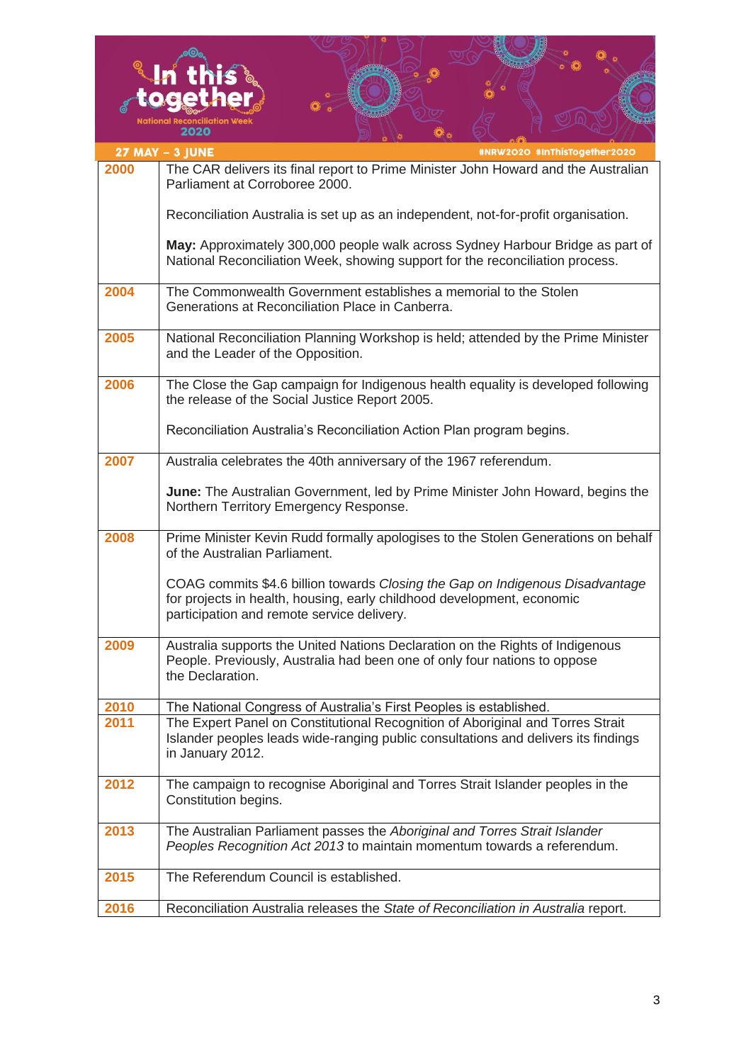| | |
|---|---|
| **2000** | The CAR delivers its final report to Prime Minister John Howard and the Australian Parliament at Corroboree 2000.<br><br>Reconciliation Australia is set up as an independent, not-for-profit organisation.<br><br>**May:** Approximately 300,000 people walk across Sydney Harbour Bridge as part of National Reconciliation Week, showing support for the reconciliation process. |
| **2004** | The Commonwealth Government establishes a memorial to the Stolen Generations at Reconciliation Place in Canberra. |
| **2005** | National Reconciliation Planning Workshop is held; attended by the Prime Minister and the Leader of the Opposition. |
| **2006** | The Close the Gap campaign for Indigenous health equality is developed following the release of the Social Justice Report 2005.<br><br>Reconciliation Australia's Reconciliation Action Plan program begins. |
| **2007** | Australia celebrates the 40th anniversary of the 1967 referendum.<br><br>**June:** The Australian Government, led by Prime Minister John Howard, begins the Northern Territory Emergency Response. |
| **2008** | Prime Minister Kevin Rudd formally apologises to the Stolen Generations on behalf of the Australian Parliament.<br><br>COAG commits $4.6 billion towards *Closing the Gap on Indigenous Disadvantage* for projects in health, housing, early childhood development, economic participation and remote service delivery. |
| **2009** | Australia supports the United Nations Declaration on the Rights of Indigenous People. Previously, Australia had been one of only four nations to oppose the Declaration. |
| **2010** | The National Congress of Australia's First Peoples is established. |
| **2011** | The Expert Panel on Constitutional Recognition of Aboriginal and Torres Strait Islander peoples leads wide-ranging public consultations and delivers its findings in January 2012. |
| **2012** | The campaign to recognise Aboriginal and Torres Strait Islander peoples in the Constitution begins. |
| **2013** | The Australian Parliament passes the *Aboriginal and Torres Strait Islander Peoples Recognition Act 2013* to maintain momentum towards a referendum. |
| **2015** | The Referendum Council is established. |
| **2016** | Reconciliation Australia releases the *State of Reconciliation in Australia* report. |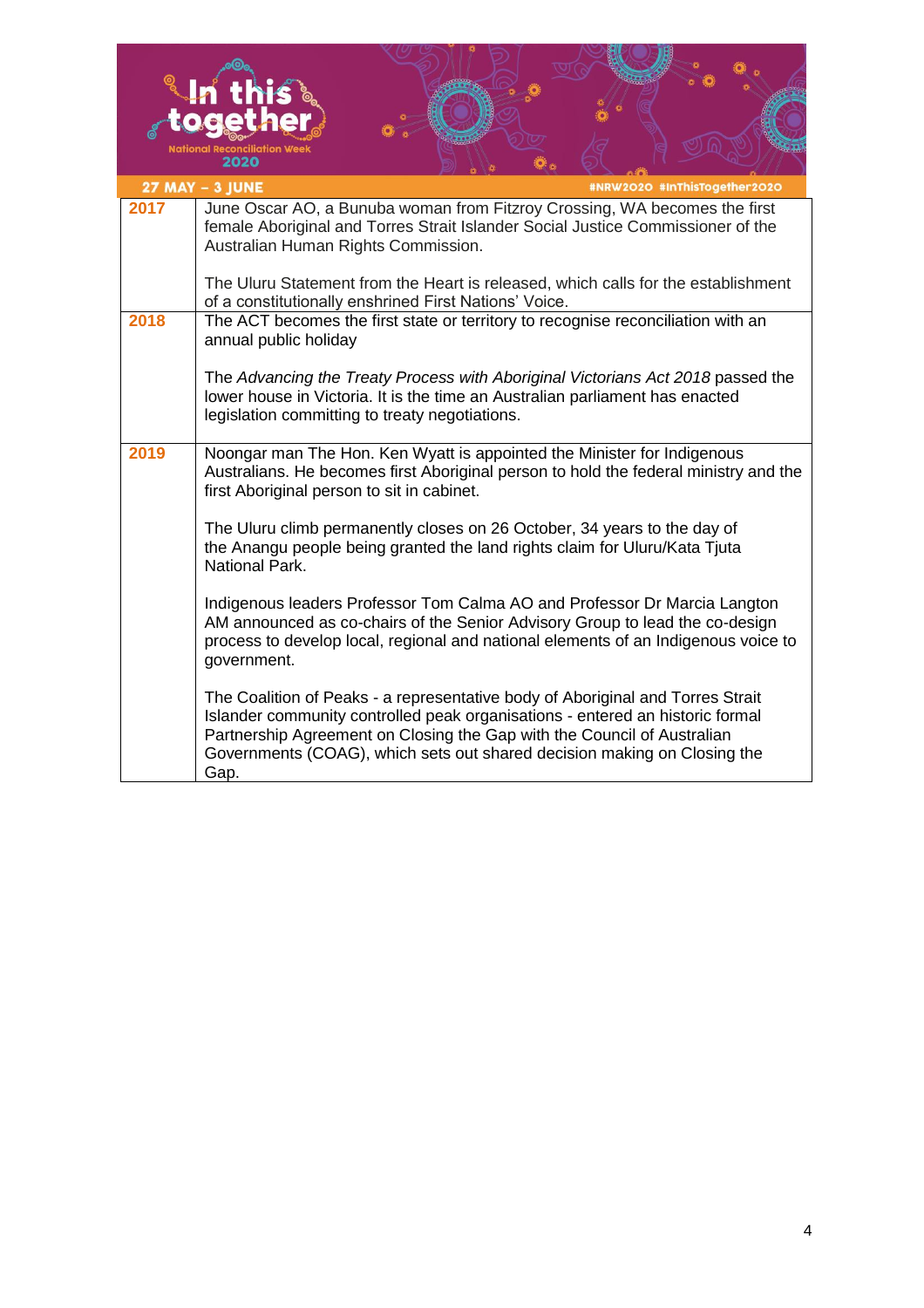| | |
|---|---|
| **2017** | June Oscar AO, a Bunuba woman from Fitzroy Crossing, WA becomes the first female Aboriginal and Torres Strait Islander Social Justice Commissioner of the Australian Human Rights Commission.<br><br>The Uluru Statement from the Heart is released, which calls for the establishment of a constitutionally enshrined First Nations' Voice. |
| **2018** | The ACT becomes the first state or territory to recognise reconciliation with an annual public holiday<br><br>The *Advancing the Treaty Process with Aboriginal Victorians Act 2018* passed the lower house in Victoria. It is the time an Australian parliament has enacted legislation committing to treaty negotiations. |
| **2019** | Noongar man The Hon. Ken Wyatt is appointed the Minister for Indigenous Australians. He becomes first Aboriginal person to hold the federal ministry and the first Aboriginal person to sit in cabinet.<br><br>The Uluru climb permanently closes on 26 October, 34 years to the day of the Anangu people being granted the land rights claim for Uluru/Kata Tjuta National Park.<br><br>Indigenous leaders Professor Tom Calma AO and Professor Dr Marcia Langton AM announced as co-chairs of the Senior Advisory Group to lead the co-design process to develop local, regional and national elements of an Indigenous voice to government.<br><br>The Coalition of Peaks - a representative body of Aboriginal and Torres Strait Islander community controlled peak organisations - entered an historic formal Partnership Agreement on Closing the Gap with the Council of Australian Governments (COAG), which sets out shared decision making on Closing the Gap. |